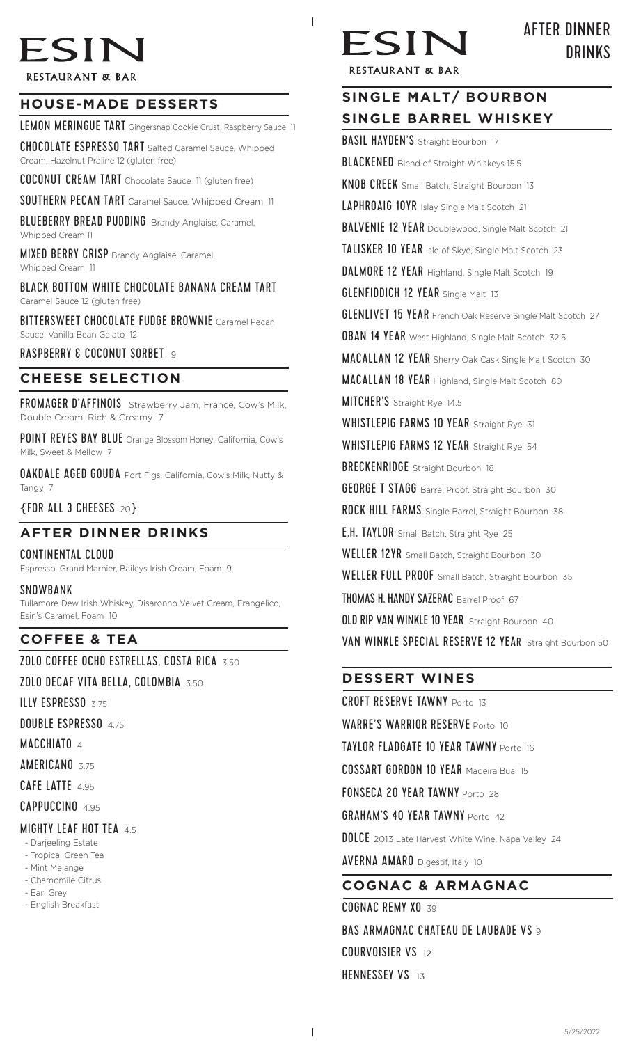# ESIN

RESTAURANT & BAR

## HOUSE-MADE DESSERTS

**LEMON MERINGUE TART** Gingersnap Cookie Crust, Raspberry Sauce 11

**CHOCOLATE ESPRESSO TART** Salted Caramel Sauce, Whipped Cream, Hazelnut Praline 12 (gluten free)

**COCONUT CREAM TART** Chocolate Sauce 11 (gluten free)

**SOUTHERN PECAN TART** Caramel Sauce, Whipped Cream 11

**BLUEBERRY BREAD PUDDING** Brandy Anglaise, Caramel, Whipped Cream 11

**MIXED BERRY CRISP** Brandy Anglaise, Caramel, Whipped Cream 11

**BLACK BOTTOM WHITE CHOCOLATE BANANA CREAM TART** Caramel Sauce 12 (gluten free)

**BITTERSWEET CHOCOLATE FUDGE BROWNIE** Caramel Pecan Sauce, Vanilla Bean Gelato 12

**RASPBERRY & COCONUT SORBET** 9

## CHEESE SELECTION

**FROMAGER D'AFFINOIS** Strawberry Jam, France, Cow's Milk, Double Cream, Rich & Creamy 7

**POINT REYES BAY BLUE** Orange Blossom Honey, California, Cow's Milk, Sweet & Mellow 7

**OAKDALE AGED GOUDA** Port Figs, California, Cow's Milk, Nutty & Tangy 7

{FOR ALL 3 CHEESES 20}

## AFTER DINNER DRINKS

**CONTINENTAL CLOUD**
Espresso, Grand Marnier, Baileys Irish Cream, Foam 9

**SNOWBANK**
Tullamore Dew Irish Whiskey, Disaronno Velvet Cream, Frangelico, Esin's Caramel, Foam 10

## COFFEE & TEA

**ZOLO COFFEE OCHO ESTRELLAS, COSTA RICA** 3.50

**ZOLO DECAF VITA BELLA, COLOMBIA** 3.50

**ILLY ESPRESSO** 3.75

**DOUBLE ESPRESSO** 4.75

**MACCHIATO** 4

**AMERICANO** 3.75

**CAFE LATTE** 4.95

**CAPPUCCINO** 4.95

**MIGHTY LEAF HOT TEA** 4.5

- Darjeeling Estate
- Tropical Green Tea
- Mint Melange
- Chamomile Citrus
- Earl Grey
- English Breakfast

# ESIN

RESTAURANT & BAR

# AFTER DINNER DRINKS

## SINGLE MALT/ BOURBON SINGLE BARREL WHISKEY

**BASIL HAYDEN'S** Straight Bourbon 17

**BLACKENED** Blend of Straight Whiskeys 15.5

**KNOB CREEK** Small Batch, Straight Bourbon 13

**LAPHROAIG 10YR** Islay Single Malt Scotch 21

**BALVENIE 12 YEAR** Doublewood, Single Malt Scotch 21

**TALISKER 10 YEAR** Isle of Skye, Single Malt Scotch 23

**DALMORE 12 YEAR** Highland, Single Malt Scotch 19

**GLENFIDDICH 12 YEAR** Single Malt 13

**GLENLIVET 15 YEAR** French Oak Reserve Single Malt Scotch 27

**OBAN 14 YEAR** West Highland, Single Malt Scotch 32.5

**MACALLAN 12 YEAR** Sherry Oak Cask Single Malt Scotch 30

**MACALLAN 18 YEAR** Highland, Single Malt Scotch 80

**MITCHER'S** Straight Rye 14.5

**WHISTLEPIG FARMS 10 YEAR** Straight Rye 31

**WHISTLEPIG FARMS 12 YEAR** Straight Rye 54

**BRECKENRIDGE** Straight Bourbon 18

**GEORGE T STAGG** Barrel Proof, Straight Bourbon 30

**ROCK HILL FARMS** Single Barrel, Straight Bourbon 38

**E.H. TAYLOR** Small Batch, Straight Rye 25

**WELLER 12YR** Small Batch, Straight Bourbon 30

**WELLER FULL PROOF** Small Batch, Straight Bourbon 35

**THOMAS H. HANDY SAZERAC** Barrel Proof 67

**OLD RIP VAN WINKLE 10 YEAR** Straight Bourbon 40

**VAN WINKLE SPECIAL RESERVE 12 YEAR** Straight Bourbon 50

## DESSERT WINES

**CROFT RESERVE TAWNY** Porto 13

**WARRE'S WARRIOR RESERVE** Porto 10

**TAYLOR FLADGATE 10 YEAR TAWNY** Porto 16

**COSSART GORDON 10 YEAR** Madeira Bual 15

**FONSECA 20 YEAR TAWNY** Porto 28

**GRAHAM'S 40 YEAR TAWNY** Porto 42

**DOLCE** 2013 Late Harvest White Wine, Napa Valley 24

**AVERNA AMARO** Digestif, Italy 10

## COGNAC & ARMAGNAC

**COGNAC REMY XO** 39

**BAS ARMAGNAC CHATEAU DE LAUBADE VS** 9

**COURVOISIER VS** 12

**HENNESSEY VS** 13

5/25/2022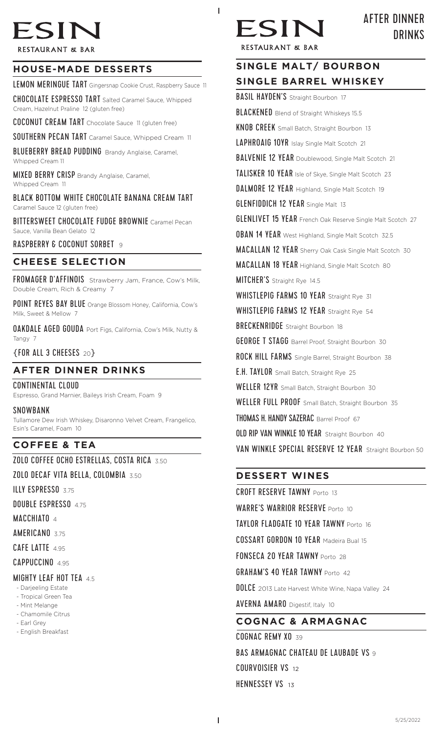# ESIN
RESTAURANT & BAR

## HOUSE-MADE DESSERTS

**LEMON MERINGUE TART** Gingersnap Cookie Crust, Raspberry Sauce 11

**CHOCOLATE ESPRESSO TART** Salted Caramel Sauce, Whipped Cream, Hazelnut Praline 12 (gluten free)

**COCONUT CREAM TART** Chocolate Sauce 11 (gluten free)

**SOUTHERN PECAN TART** Caramel Sauce, Whipped Cream 11

**BLUEBERRY BREAD PUDDING** Brandy Anglaise, Caramel, Whipped Cream 11

**MIXED BERRY CRISP** Brandy Anglaise, Caramel, Whipped Cream 11

**BLACK BOTTOM WHITE CHOCOLATE BANANA CREAM TART** Caramel Sauce 12 (gluten free)

**BITTERSWEET CHOCOLATE FUDGE BROWNIE** Caramel Pecan Sauce, Vanilla Bean Gelato 12

**RASPBERRY & COCONUT SORBET** 9

## CHEESE SELECTION

**FROMAGER D'AFFINOIS** Strawberry Jam, France, Cow's Milk, Double Cream, Rich & Creamy 7

**POINT REYES BAY BLUE** Orange Blossom Honey, California, Cow's Milk, Sweet & Mellow 7

**OAKDALE AGED GOUDA** Port Figs, California, Cow's Milk, Nutty & Tangy 7

{FOR ALL 3 CHEESES 20}

## AFTER DINNER DRINKS

**CONTINENTAL CLOUD**
Espresso, Grand Marnier, Baileys Irish Cream, Foam 9

**SNOWBANK**
Tullamore Dew Irish Whiskey, Disaronno Velvet Cream, Frangelico, Esin's Caramel, Foam 10

## COFFEE & TEA

**ZOLO COFFEE OCHO ESTRELLAS, COSTA RICA** 3.50

**ZOLO DECAF VITA BELLA, COLOMBIA** 3.50

**ILLY ESPRESSO** 3.75

**DOUBLE ESPRESSO** 4.75

**MACCHIATO** 4

**AMERICANO** 3.75

**CAFE LATTE** 4.95

**CAPPUCCINO** 4.95

**MIGHTY LEAF HOT TEA** 4.5
- Darjeeling Estate
- Tropical Green Tea
- Mint Melange
- Chamomile Citrus
- Earl Grey
- English Breakfast

# ESIN
RESTAURANT & BAR

# AFTER DINNER DRINKS

## SINGLE MALT/ BOURBON SINGLE BARREL WHISKEY

**BASIL HAYDEN'S** Straight Bourbon 17

**BLACKENED** Blend of Straight Whiskeys 15.5

**KNOB CREEK** Small Batch, Straight Bourbon 13

**LAPHROAIG 10YR** Islay Single Malt Scotch 21

**BALVENIE 12 YEAR** Doublewood, Single Malt Scotch 21

**TALISKER 10 YEAR** Isle of Skye, Single Malt Scotch 23

**DALMORE 12 YEAR** Highland, Single Malt Scotch 19

**GLENFIDDICH 12 YEAR** Single Malt 13

**GLENLIVET 15 YEAR** French Oak Reserve Single Malt Scotch 27

**OBAN 14 YEAR** West Highland, Single Malt Scotch 32.5

**MACALLAN 12 YEAR** Sherry Oak Cask Single Malt Scotch 30

**MACALLAN 18 YEAR** Highland, Single Malt Scotch 80

**MITCHER'S** Straight Rye 14.5

**WHISTLEPIG FARMS 10 YEAR** Straight Rye 31

**WHISTLEPIG FARMS 12 YEAR** Straight Rye 54

**BRECKENRIDGE** Straight Bourbon 18

**GEORGE T STAGG** Barrel Proof, Straight Bourbon 30

**ROCK HILL FARMS** Single Barrel, Straight Bourbon 38

**E.H. TAYLOR** Small Batch, Straight Rye 25

**WELLER 12YR** Small Batch, Straight Bourbon 30

**WELLER FULL PROOF** Small Batch, Straight Bourbon 35

**THOMAS H. HANDY SAZERAC** Barrel Proof 67

**OLD RIP VAN WINKLE 10 YEAR** Straight Bourbon 40

**VAN WINKLE SPECIAL RESERVE 12 YEAR** Straight Bourbon 50

## DESSERT WINES

**CROFT RESERVE TAWNY** Porto 13

**WARRE'S WARRIOR RESERVE** Porto 10

**TAYLOR FLADGATE 10 YEAR TAWNY** Porto 16

**COSSART GORDON 10 YEAR** Madeira Bual 15

**FONSECA 20 YEAR TAWNY** Porto 28

**GRAHAM'S 40 YEAR TAWNY** Porto 42

**DOLCE** 2013 Late Harvest White Wine, Napa Valley 24

**AVERNA AMARO** Digestif, Italy 10

## COGNAC & ARMAGNAC

**COGNAC REMY XO** 39

**BAS ARMAGNAC CHATEAU DE LAUBADE VS** 9

**COURVOISIER VS** 12

**HENNESSEY VS** 13

5/25/2022